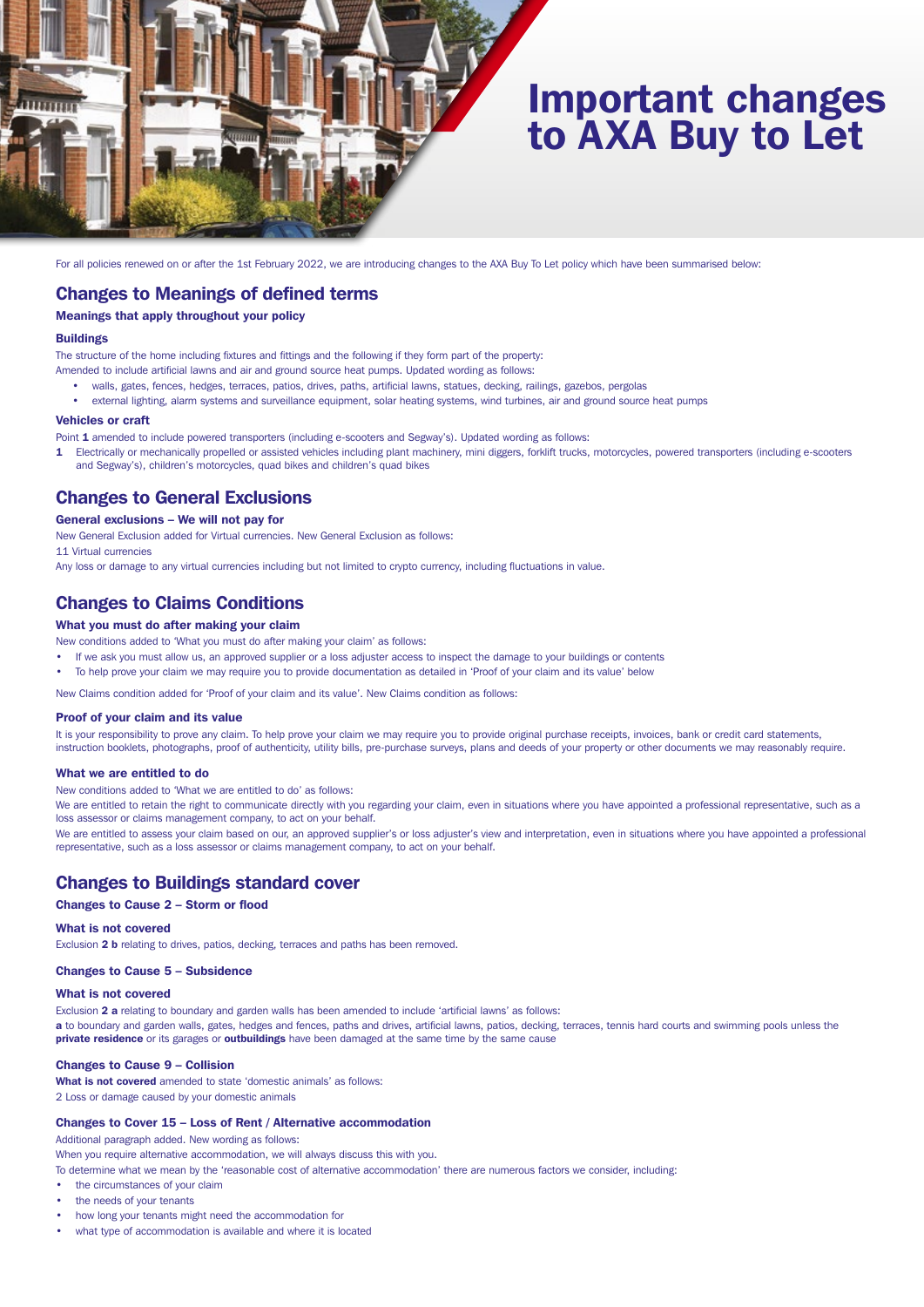# Important changes to AXA Buy to Let

For all policies renewed on or after the 1st February 2022, we are introducing changes to the AXA Buy To Let policy which have been summarised below:

## Changes to Meanings of defined terms

### Meanings that apply throughout your policy

#### Buildings

The structure of the home including fixtures and fittings and the following if they form part of the property:

Amended to include artificial lawns and air and ground source heat pumps. Updated wording as follows:

- walls, gates, fences, hedges, terraces, patios, drives, paths, artificial lawns, statues, decking, railings, gazebos, pergolas
- external lighting, alarm systems and surveillance equipment, solar heating systems, wind turbines, air and ground source heat pumps

#### Vehicles or craft

Point **1** amended to include powered transporters (including e-scooters and Segway's). Updated wording as follows:

**1** Electrically or mechanically propelled or assisted vehicles including plant machinery, mini diggers, forklift trucks, motorcycles, powered transporters (including e-scooters and Segway's), children's motorcycles, quad bikes and children's quad bikes

## Changes to General Exclusions

### General exclusions – We will not pay for

New General Exclusion added for Virtual currencies. New General Exclusion as follows:

11 Virtual currencies

Any loss or damage to any virtual currencies including but not limited to crypto currency, including fluctuations in value.

## Changes to Claims Conditions

### What you must do after making your claim

New conditions added to 'What you must do after making your claim' as follows:

- If we ask you must allow us, an approved supplier or a loss adjuster access to inspect the damage to your buildings or contents
- To help prove your claim we may require you to provide documentation as detailed in 'Proof of your claim and its value' below

New Claims condition added for 'Proof of your claim and its value'. New Claims condition as follows:

#### Proof of your claim and its value

It is your responsibility to prove any claim. To help prove your claim we may require you to provide original purchase receipts, invoices, bank or credit card statements, instruction booklets, photographs, proof of authenticity, utility bills, pre-purchase surveys, plans and deeds of your property or other documents we may reasonably require.

#### What we are entitled to do

New conditions added to 'What we are entitled to do' as follows:

We are entitled to retain the right to communicate directly with you regarding your claim, even in situations where you have appointed a professional representative, such as a loss assessor or claims management company, to act on your behalf.

We are entitled to assess your claim based on our, an approved supplier's or loss adjuster's view and interpretation, even in situations where you have appointed a professional representative, such as a loss assessor or claims management company, to act on your behalf.

## Changes to Buildings standard cover

### Changes to Cause 2 – Storm or flood

#### What is not covered

Exclusion **2 b** relating to drives, patios, decking, terraces and paths has been removed.

### Changes to Cause 5 – Subsidence

#### What is not covered

Exclusion **2 a** relating to boundary and garden walls has been amended to include 'artificial lawns' as follows:

**a** to boundary and garden walls, gates, hedges and fences, paths and drives, artificial lawns, patios, decking, terraces, tennis hard courts and swimming pools unless the **private residence** or its garages or **outbuildings** have been damaged at the same time by the same cause

### Changes to Cause 9 – Collision

**What is not covered** amended to state 'domestic animals' as follows:

2 Loss or damage caused by your domestic animals

### Changes to Cover 15 – Loss of Rent / Alternative accommodation

Additional paragraph added. New wording as follows:

When you require alternative accommodation, we will always discuss this with you.

To determine what we mean by the 'reasonable cost of alternative accommodation' there are numerous factors we consider, including:

- the circumstances of your claim
- the needs of your tenants
- how long your tenants might need the accommodation for
- what type of accommodation is available and where it is located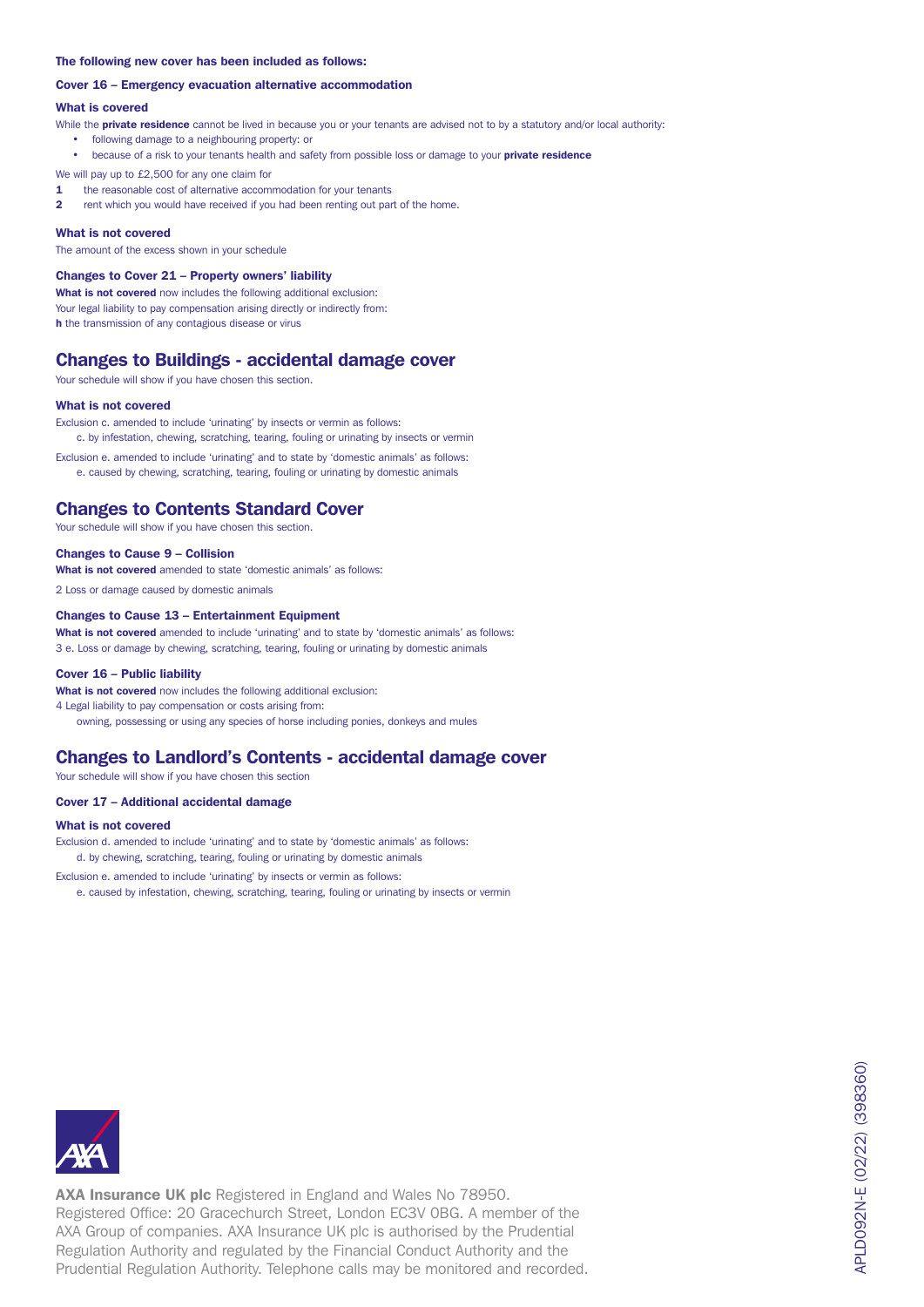**The following new cover has been included as follows:**

**Cover 16 – Emergency evacuation alternative accommodation**

**What is covered**

While the **private residence** cannot be lived in because you or your tenants are advised not to by a statutory and/or local authority:

- following damage to a neighbouring property: or
- because of a risk to your tenants health and safety from possible loss or damage to your **private residence**

We will pay up to £2,500 for any one claim for

**1** the reasonable cost of alternative accommodation for your tenants
**2** rent which you would have received if you had been renting out part of the home.

**What is not covered**

The amount of the excess shown in your schedule

**Changes to Cover 21 – Property owners' liability**

**What is not covered** now includes the following additional exclusion:
Your legal liability to pay compensation arising directly or indirectly from:
**h** the transmission of any contagious disease or virus

## Changes to Buildings - accidental damage cover

Your schedule will show if you have chosen this section.

**What is not covered**

Exclusion c. amended to include 'urinating' by insects or vermin as follows:
c. by infestation, chewing, scratching, tearing, fouling or urinating by insects or vermin

Exclusion e. amended to include 'urinating' and to state by 'domestic animals' as follows:
e. caused by chewing, scratching, tearing, fouling or urinating by domestic animals

## Changes to Contents Standard Cover

Your schedule will show if you have chosen this section.

**Changes to Cause 9 – Collision**

**What is not covered** amended to state 'domestic animals' as follows:

2 Loss or damage caused by domestic animals

**Changes to Cause 13 – Entertainment Equipment**

**What is not covered** amended to include 'urinating' and to state by 'domestic animals' as follows:
3 e. Loss or damage by chewing, scratching, tearing, fouling or urinating by domestic animals

**Cover 16 – Public liability**

**What is not covered** now includes the following additional exclusion:
4 Legal liability to pay compensation or costs arising from:
owning, possessing or using any species of horse including ponies, donkeys and mules

## Changes to Landlord's Contents - accidental damage cover

Your schedule will show if you have chosen this section

**Cover 17 – Additional accidental damage**

**What is not covered**

Exclusion d. amended to include 'urinating' and to state by 'domestic animals' as follows:
d. by chewing, scratching, tearing, fouling or urinating by domestic animals

Exclusion e. amended to include 'urinating' by insects or vermin as follows:
e. caused by infestation, chewing, scratching, tearing, fouling or urinating by insects or vermin

**AXA Insurance UK plc** Registered in England and Wales No 78950. Registered Office: 20 Gracechurch Street, London EC3V 0BG. A member of the AXA Group of companies. AXA Insurance UK plc is authorised by the Prudential Regulation Authority and regulated by the Financial Conduct Authority and the Prudential Regulation Authority. Telephone calls may be monitored and recorded.

APLD092N-E (02/22) (398360)